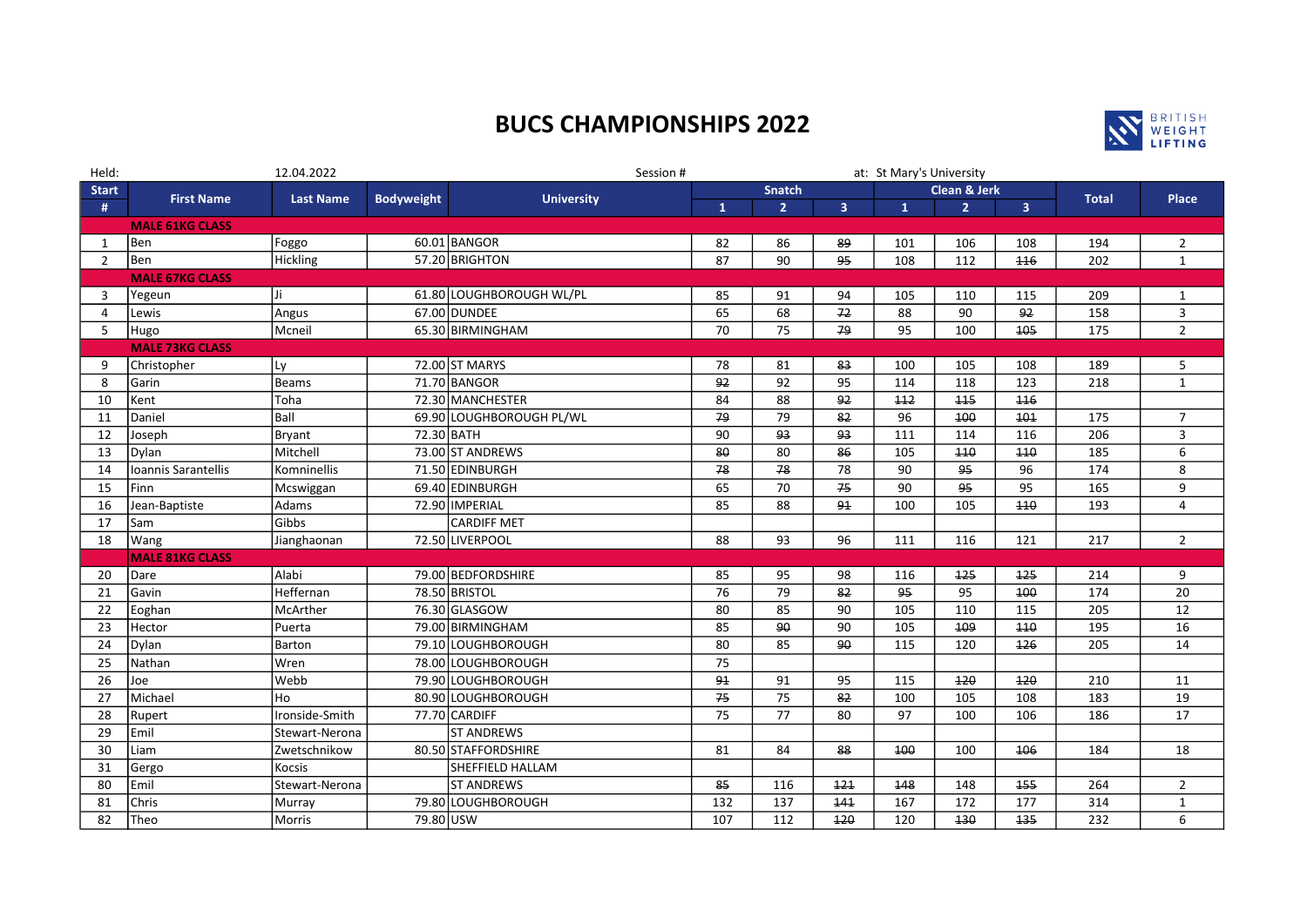# BUCS CHAMPIONSHIPS 2022

Held: 12.04.2022 Session # at: St Mary's University

| Start # | First Name | Last Name | Bodyweight | University | Snatch 1 | Snatch 2 | Snatch 3 | Clean & Jerk 1 | Clean & Jerk 2 | Clean & Jerk 3 | Total | Place |
|---|---|---|---|---|---|---|---|---|---|---|---|---|
| | **MALE 61KG CLASS** | | | | | | | | | | | |
| 1 | Ben | Foggo | 60.01 | BANGOR | 82 | 86 | ~~89~~ | 101 | 106 | 108 | 194 | 2 |
| 2 | Ben | Hickling | 57.20 | BRIGHTON | 87 | 90 | ~~95~~ | 108 | 112 | ~~116~~ | 202 | 1 |
| | **MALE 67KG CLASS** | | | | | | | | | | | |
| 3 | Yegeun | Ji | 61.80 | LOUGHBOROUGH WL/PL | 85 | 91 | 94 | 105 | 110 | 115 | 209 | 1 |
| 4 | Lewis | Angus | 67.00 | DUNDEE | 65 | 68 | ~~72~~ | 88 | 90 | ~~92~~ | 158 | 3 |
| 5 | Hugo | Mcneil | 65.30 | BIRMINGHAM | 70 | 75 | ~~79~~ | 95 | 100 | ~~105~~ | 175 | 2 |
| | **MALE 73KG CLASS** | | | | | | | | | | | |
| 9 | Christopher | Ly | 72.00 | ST MARYS | 78 | 81 | ~~83~~ | 100 | 105 | 108 | 189 | 5 |
| 8 | Garin | Beams | 71.70 | BANGOR | ~~92~~ | 92 | 95 | 114 | 118 | 123 | 218 | 1 |
| 10 | Kent | Toha | 72.30 | MANCHESTER | 84 | 88 | ~~92~~ | ~~112~~ | ~~115~~ | ~~116~~ | | |
| 11 | Daniel | Ball | 69.90 | LOUGHBOROUGH PL/WL | ~~79~~ | 79 | ~~82~~ | 96 | ~~100~~ | ~~101~~ | 175 | 7 |
| 12 | Joseph | Bryant | 72.30 | BATH | 90 | ~~93~~ | ~~93~~ | 111 | 114 | 116 | 206 | 3 |
| 13 | Dylan | Mitchell | 73.00 | ST ANDREWS | ~~80~~ | 80 | ~~86~~ | 105 | ~~110~~ | ~~110~~ | 185 | 6 |
| 14 | Ioannis Sarantellis | Komninellis | 71.50 | EDINBURGH | ~~78~~ | ~~78~~ | 78 | 90 | ~~95~~ | 96 | 174 | 8 |
| 15 | Finn | Mcswiggan | 69.40 | EDINBURGH | 65 | 70 | ~~75~~ | 90 | ~~95~~ | 95 | 165 | 9 |
| 16 | Jean-Baptiste | Adams | 72.90 | IMPERIAL | 85 | 88 | ~~91~~ | 100 | 105 | ~~110~~ | 193 | 4 |
| 17 | Sam | Gibbs | | CARDIFF MET | | | | | | | | |
| 18 | Wang | Jianghaonan | 72.50 | LIVERPOOL | 88 | 93 | 96 | 111 | 116 | 121 | 217 | 2 |
| | **MALE 81KG CLASS** | | | | | | | | | | | |
| 20 | Dare | Alabi | 79.00 | BEDFORDSHIRE | 85 | 95 | 98 | 116 | ~~125~~ | ~~125~~ | 214 | 9 |
| 21 | Gavin | Heffernan | 78.50 | BRISTOL | 76 | 79 | ~~82~~ | ~~95~~ | 95 | ~~100~~ | 174 | 20 |
| 22 | Eoghan | McArther | 76.30 | GLASGOW | 80 | 85 | 90 | 105 | 110 | 115 | 205 | 12 |
| 23 | Hector | Puerta | 79.00 | BIRMINGHAM | 85 | ~~90~~ | 90 | 105 | ~~109~~ | ~~110~~ | 195 | 16 |
| 24 | Dylan | Barton | 79.10 | LOUGHBOROUGH | 80 | 85 | ~~90~~ | 115 | 120 | ~~126~~ | 205 | 14 |
| 25 | Nathan | Wren | 78.00 | LOUGHBOROUGH | 75 | | | | | | | |
| 26 | Joe | Webb | 79.90 | LOUGHBOROUGH | ~~91~~ | 91 | 95 | 115 | ~~120~~ | ~~120~~ | 210 | 11 |
| 27 | Michael | Ho | 80.90 | LOUGHBOROUGH | ~~75~~ | 75 | ~~82~~ | 100 | 105 | 108 | 183 | 19 |
| 28 | Rupert | Ironside-Smith | 77.70 | CARDIFF | 75 | 77 | 80 | 97 | 100 | 106 | 186 | 17 |
| 29 | Emil | Stewart-Nerona | | ST ANDREWS | | | | | | | | |
| 30 | Liam | Zwetschnikow | 80.50 | STAFFORDSHIRE | 81 | 84 | ~~88~~ | ~~100~~ | 100 | ~~106~~ | 184 | 18 |
| 31 | Gergo | Kocsis | | SHEFFIELD HALLAM | | | | | | | | |
| 80 | Emil | Stewart-Nerona | | ST ANDREWS | ~~85~~ | 116 | ~~121~~ | ~~148~~ | 148 | ~~155~~ | 264 | 2 |
| 81 | Chris | Murray | 79.80 | LOUGHBOROUGH | 132 | 137 | ~~141~~ | 167 | 172 | 177 | 314 | 1 |
| 82 | Theo | Morris | 79.80 | USW | 107 | 112 | ~~120~~ | 120 | ~~130~~ | ~~135~~ | 232 | 6 |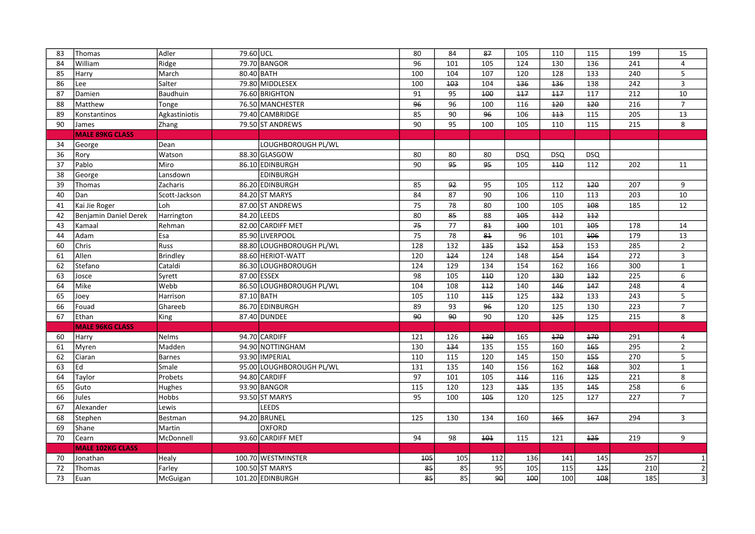| | | | | | | | | | | | | |
|---|---|---|---|---|---|---|---|---|---|---|---|---|
| 83 | Thomas | Adler | 79.60 | UCL | 80 | 84 | ~~87~~ | 105 | 110 | 115 | 199 | 15 |
| 84 | William | Ridge | 79.70 | BANGOR | 96 | 101 | 105 | 124 | 130 | 136 | 241 | 4 |
| 85 | Harry | March | 80.40 | BATH | 100 | 104 | 107 | 120 | 128 | 133 | 240 | 5 |
| 86 | Lee | Salter | 79.80 | MIDDLESEX | 100 | ~~103~~ | 104 | ~~136~~ | ~~136~~ | 138 | 242 | 3 |
| 87 | Damien | Baudhuin | 76.60 | BRIGHTON | 91 | 95 | ~~100~~ | ~~117~~ | ~~117~~ | 117 | 212 | 10 |
| 88 | Matthew | Tonge | 76.50 | MANCHESTER | ~~96~~ | 96 | 100 | 116 | ~~120~~ | ~~120~~ | 216 | 7 |
| 89 | Konstantinos | Agkastiniotis | 79.40 | CAMBRIDGE | 85 | 90 | ~~96~~ | 106 | ~~113~~ | 115 | 205 | 13 |
| 90 | James | Zhang | 79.50 | ST ANDREWS | 90 | 95 | 100 | 105 | 110 | 115 | 215 | 8 |
| | **MALE 89KG CLASS** | | | | | | | | | | | |
| 34 | George | Dean | | LOUGHBOROUGH PL/WL | | | | | | | | |
| 36 | Rory | Watson | 88.30 | GLASGOW | 80 | 80 | 80 | DSQ | DSQ | DSQ | | |
| 37 | Pablo | Miro | 86.10 | EDINBURGH | 90 | ~~95~~ | ~~95~~ | 105 | ~~110~~ | 112 | 202 | 11 |
| 38 | George | Lansdown | | EDINBURGH | | | | | | | | |
| 39 | Thomas | Zacharis | 86.20 | EDINBURGH | 85 | ~~92~~ | 95 | 105 | 112 | ~~120~~ | 207 | 9 |
| 40 | Dan | Scott-Jackson | 84.20 | ST MARYS | 84 | 87 | 90 | 106 | 110 | 113 | 203 | 10 |
| 41 | Kai Jie Roger | Loh | 87.00 | ST ANDREWS | 75 | 78 | 80 | 100 | 105 | ~~108~~ | 185 | 12 |
| 42 | Benjamin Daniel Derek | Harrington | 84.20 | LEEDS | 80 | ~~85~~ | 88 | ~~105~~ | ~~112~~ | ~~112~~ | | |
| 43 | Kamaal | Rehman | 82.00 | CARDIFF MET | ~~75~~ | 77 | ~~81~~ | ~~100~~ | 101 | ~~105~~ | 178 | 14 |
| 44 | Adam | Esa | 85.90 | LIVERPOOL | 75 | 78 | ~~81~~ | 96 | 101 | ~~106~~ | 179 | 13 |
| 60 | Chris | Russ | 88.80 | LOUGHBOROUGH PL/WL | 128 | 132 | ~~135~~ | ~~152~~ | ~~153~~ | 153 | 285 | 2 |
| 61 | Allen | Brindley | 88.60 | HERIOT-WATT | 120 | ~~124~~ | 124 | 148 | ~~154~~ | ~~154~~ | 272 | 3 |
| 62 | Stefano | Cataldi | 86.30 | LOUGHBOROUGH | 124 | 129 | 134 | 154 | 162 | 166 | 300 | 1 |
| 63 | Josce | Syrett | 87.00 | ESSEX | 98 | 105 | ~~110~~ | 120 | ~~130~~ | ~~132~~ | 225 | 6 |
| 64 | Mike | Webb | 86.50 | LOUGHBOROUGH PL/WL | 104 | 108 | ~~112~~ | 140 | ~~146~~ | ~~147~~ | 248 | 4 |
| 65 | Joey | Harrison | 87.10 | BATH | 105 | 110 | ~~115~~ | 125 | ~~132~~ | 133 | 243 | 5 |
| 66 | Fouad | Ghareeb | 86.70 | EDINBURGH | 89 | 93 | ~~96~~ | 120 | 125 | 130 | 223 | 7 |
| 67 | Ethan | King | 87.40 | DUNDEE | ~~90~~ | ~~90~~ | 90 | 120 | ~~125~~ | 125 | 215 | 8 |
| | **MALE 96KG CLASS** | | | | | | | | | | | |
| 60 | Harry | Nelms | 94.70 | CARDIFF | 121 | 126 | ~~130~~ | 165 | ~~170~~ | ~~170~~ | 291 | 4 |
| 61 | Myren | Madden | 94.90 | NOTTINGHAM | 130 | ~~134~~ | 135 | 155 | 160 | ~~165~~ | 295 | 2 |
| 62 | Ciaran | Barnes | 93.90 | IMPERIAL | 110 | 115 | 120 | 145 | 150 | ~~155~~ | 270 | 5 |
| 63 | Ed | Smale | 95.00 | LOUGHBOROUGH PL/WL | 131 | 135 | 140 | 156 | 162 | ~~168~~ | 302 | 1 |
| 64 | Taylor | Probets | 94.80 | CARDIFF | 97 | 101 | 105 | ~~116~~ | 116 | ~~125~~ | 221 | 8 |
| 65 | Guto | Hughes | 93.90 | BANGOR | 115 | 120 | 123 | ~~135~~ | 135 | ~~145~~ | 258 | 6 |
| 66 | Jules | Hobbs | 93.50 | ST MARYS | 95 | 100 | ~~105~~ | 120 | 125 | 127 | 227 | 7 |
| 67 | Alexander | Lewis | | LEEDS | | | | | | | | |
| 68 | Stephen | Bestman | 94.20 | BRUNEL | 125 | 130 | 134 | 160 | ~~165~~ | ~~167~~ | 294 | 3 |
| 69 | Shane | Martin | | OXFORD | | | | | | | | |
| 70 | Cearn | McDonnell | 93.60 | CARDIFF MET | 94 | 98 | ~~101~~ | 115 | 121 | ~~125~~ | 219 | 9 |
| | **MALE 102KG CLASS** | | | | | | | | | | | |
| 70 | Jonathan | Healy | 100.70 | WESTMINSTER | ~~105~~ | 105 | 112 | 136 | 141 | 145 | 257 | 1 |
| 72 | Thomas | Farley | 100.50 | ST MARYS | ~~85~~ | 85 | 95 | 105 | 115 | ~~125~~ | 210 | 2 |
| 73 | Euan | McGuigan | 101.20 | EDINBURGH | ~~85~~ | 85 | ~~90~~ | ~~100~~ | 100 | ~~108~~ | 185 | 3 |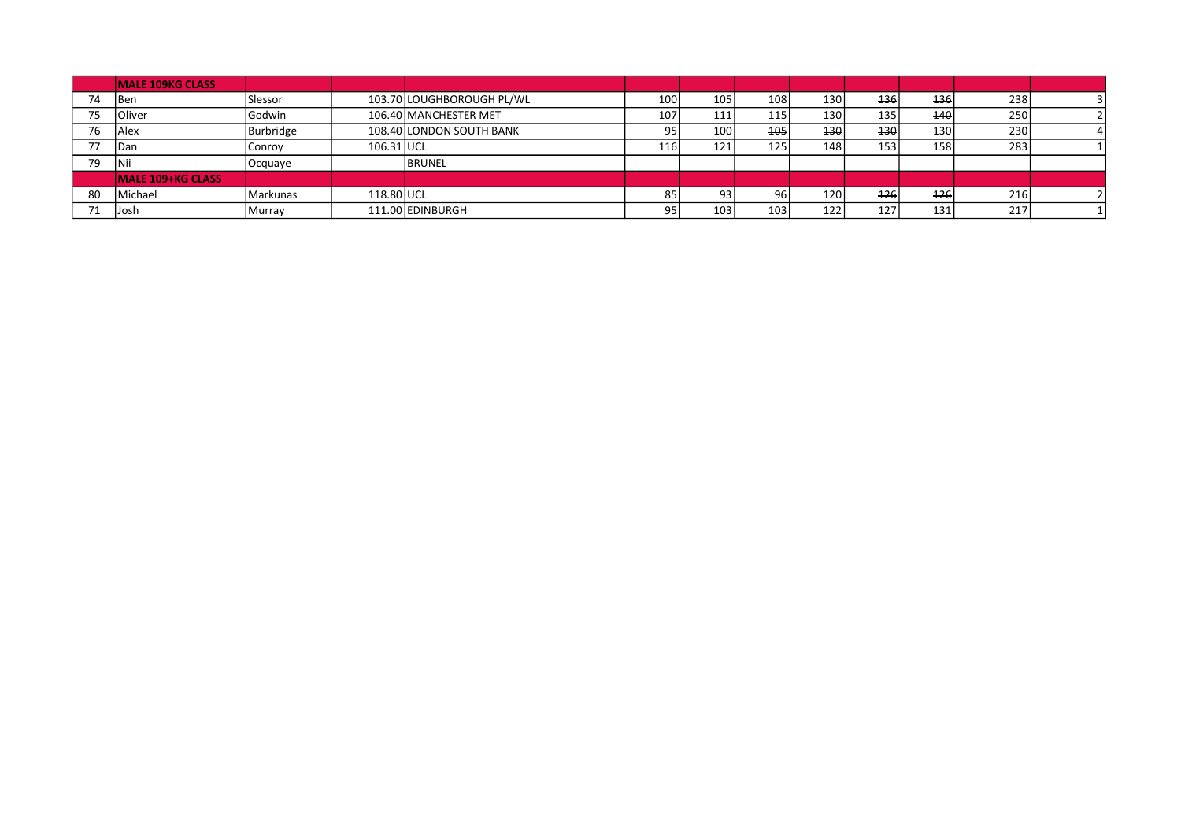| | | | | | | | | | | | | |
|---|---|---|---|---|---|---|---|---|---|---|---|---|
| | **MALE 109KG CLASS** | | | | | | | | | | | |
| 74 | Ben | Slessor | 103.70 | LOUGHBOROUGH PL/WL | 100 | 105 | 108 | 130 | ~~136~~ | ~~136~~ | 238 | 3 |
| 75 | Oliver | Godwin | 106.40 | MANCHESTER MET | 107 | 111 | 115 | 130 | 135 | ~~140~~ | 250 | 2 |
| 76 | Alex | Burbridge | 108.40 | LONDON SOUTH BANK | 95 | 100 | ~~105~~ | ~~130~~ | ~~130~~ | 130 | 230 | 4 |
| 77 | Dan | Conroy | 106.31 | UCL | 116 | 121 | 125 | 148 | 153 | 158 | 283 | 1 |
| 79 | Nii | Ocquaye | | BRUNEL | | | | | | | | |
| | **MALE 109+KG CLASS** | | | | | | | | | | | |
| 80 | Michael | Markunas | 118.80 | UCL | 85 | 93 | 96 | 120 | ~~126~~ | ~~126~~ | 216 | 2 |
| 71 | Josh | Murray | 111.00 | EDINBURGH | 95 | ~~103~~ | ~~103~~ | 122 | ~~127~~ | ~~131~~ | 217 | 1 |